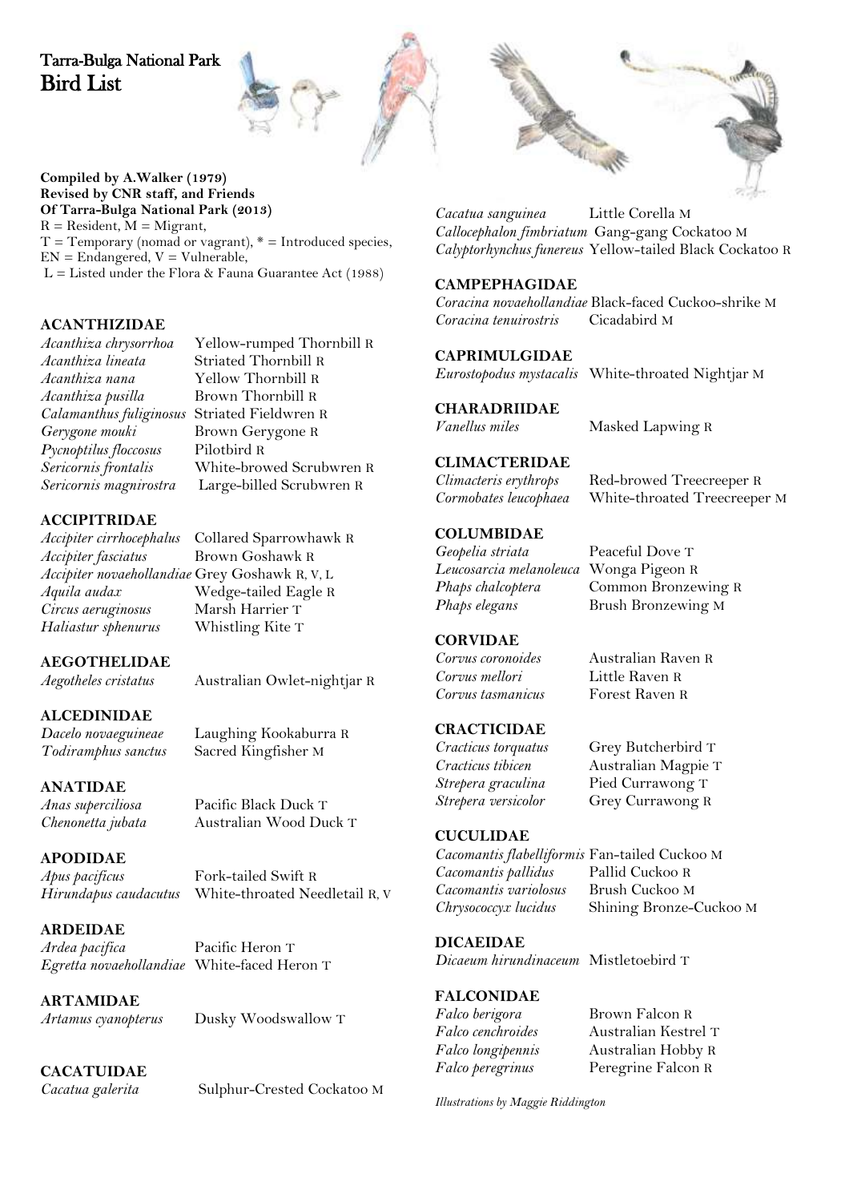# Tarra-Bulga National Park
# Bird List

**Compiled by A.Walker (1979)**
**Revised by CNR staff, and Friends Of Tarra-Bulga National Park (2013)**

R = Resident, M = Migrant,
T = Temporary (nomad or vagrant), * = Introduced species,
EN = Endangered, V = Vulnerable,
L = Listed under the Flora & Fauna Guarantee Act (1988)

### ACANTHIZIDAE

*Acanthiza chrysorrhoa* Yellow-rumped Thornbill R
*Acanthiza lineata* Striated Thornbill R
*Acanthiza nana* Yellow Thornbill R
*Acanthiza pusilla* Brown Thornbill R
*Calamanthus fuliginosus* Striated Fieldwren R
*Gerygone mouki* Brown Gerygone R
*Pycnoptilus floccosus* Pilotbird R
*Sericornis frontalis* White-browed Scrubwren R
*Sericornis magnirostra* Large-billed Scrubwren R

### ACCIPITRIDAE

*Accipiter cirrhocephalus* Collared Sparrowhawk R
*Accipiter fasciatus* Brown Goshawk R
*Accipiter novaehollandiae* Grey Goshawk R, V, L
*Aquila audax* Wedge-tailed Eagle R
*Circus aeruginosus* Marsh Harrier T
*Haliastur sphenurus* Whistling Kite T

### AEGOTHELIDAE

*Aegotheles cristatus* Australian Owlet-nightjar R

### ALCEDINIDAE

*Dacelo novaeguineae* Laughing Kookaburra R
*Todiramphus sanctus* Sacred Kingfisher M

### ANATIDAE

*Anas superciliosa* Pacific Black Duck T
*Chenonetta jubata* Australian Wood Duck T

### APODIDAE

*Apus pacificus* Fork-tailed Swift R
*Hirundapus caudacutus* White-throated Needletail R, V

### ARDEIDAE

*Ardea pacifica* Pacific Heron T
*Egretta novaehollandiae* White-faced Heron T

### ARTAMIDAE

*Artamus cyanopterus* Dusky Woodswallow T

### CACATUIDAE

*Cacatua galerita* Sulphur-Crested Cockatoo M
*Cacatua sanguinea* Little Corella M
*Callocephalon fimbriatum* Gang-gang Cockatoo M
*Calyptorhynchus funereus* Yellow-tailed Black Cockatoo R

### CAMPEPHAGIDAE

*Coracina novaehollandiae* Black-faced Cuckoo-shrike M
*Coracina tenuirostris* Cicadabird M

### CAPRIMULGIDAE

*Eurostopodus mystacalis* White-throated Nightjar M

### CHARADRIIDAE

*Vanellus miles* Masked Lapwing R

### CLIMACTERIDAE

*Climacteris erythrops* Red-browed Treecreeper R
*Cormobates leucophaea* White-throated Treecreeper M

### COLUMBIDAE

*Geopelia striata* Peaceful Dove T
*Leucosarcia melanoleuca* Wonga Pigeon R
*Phaps chalcoptera* Common Bronzewing R
*Phaps elegans* Brush Bronzewing M

### CORVIDAE

*Corvus coronoides* Australian Raven R
*Corvus mellori* Little Raven R
*Corvus tasmanicus* Forest Raven R

### CRACTICIDAE

*Cracticus torquatus* Grey Butcherbird T
*Cracticus tibicen* Australian Magpie T
*Strepera graculina* Pied Currawong T
*Strepera versicolor* Grey Currawong R

### CUCULIDAE

*Cacomantis flabelliformis* Fan-tailed Cuckoo M
*Cacomantis pallidus* Pallid Cuckoo R
*Cacomantis variolosus* Brush Cuckoo M
*Chrysococcyx lucidus* Shining Bronze-Cuckoo M

### DICAEIDAE

*Dicaeum hirundinaceum* Mistletoebird T

### FALCONIDAE

*Falco berigora* Brown Falcon R
*Falco cenchroides* Australian Kestrel T
*Falco longipennis* Australian Hobby R
*Falco peregrinus* Peregrine Falcon R

*Illustrations by Maggie Riddington*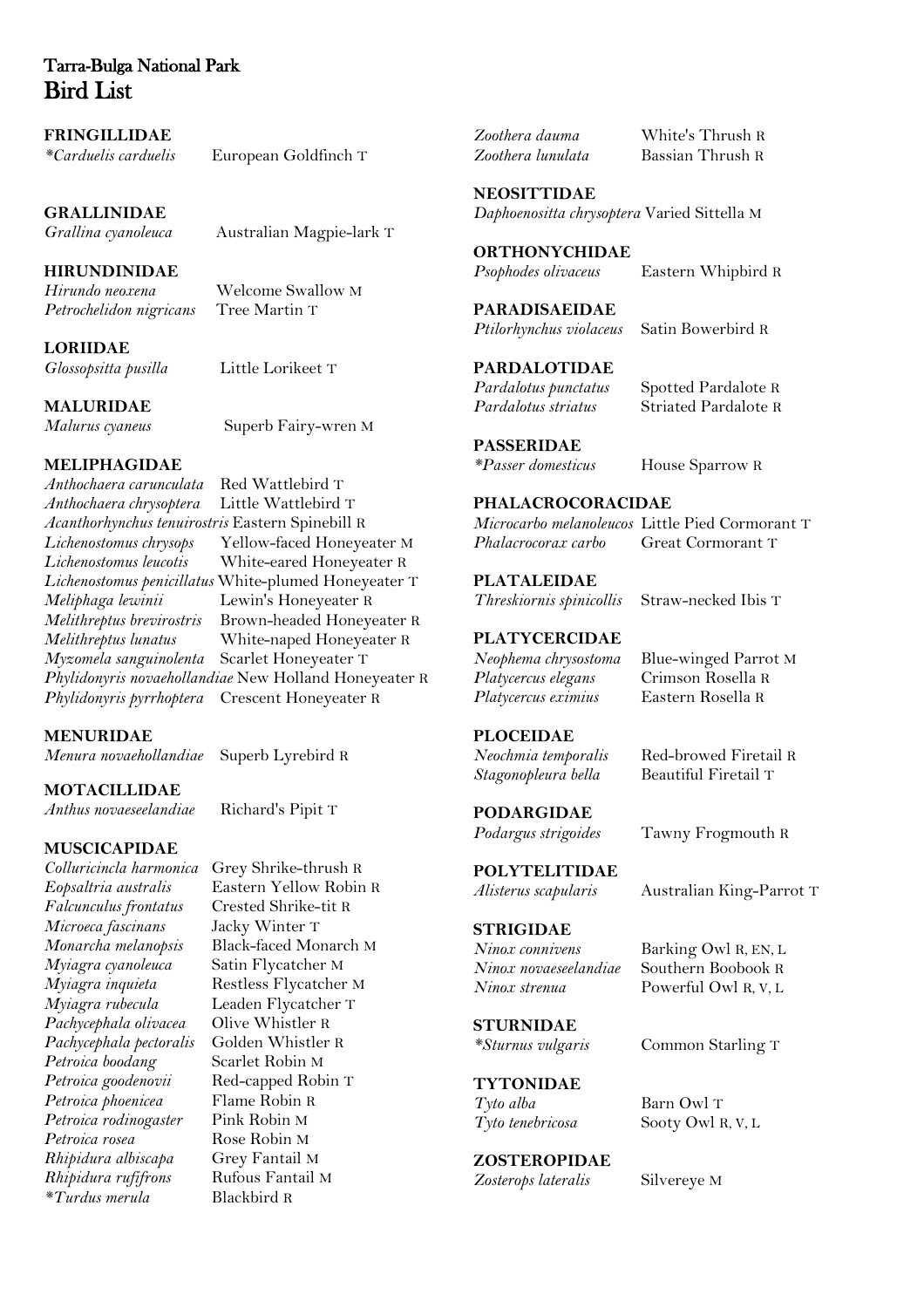# Tarra-Bulga National Park
## Bird List

**FRINGILLIDAE**
*\*Carduelis carduelis* European Goldfinch T

**GRALLINIDAE**
*Grallina cyanoleuca* Australian Magpie-lark T

**HIRUNDINIDAE**
*Hirundo neoxena* Welcome Swallow M
*Petrochelidon nigricans* Tree Martin T

**LORIIDAE**
*Glossopsitta pusilla* Little Lorikeet T

**MALURIDAE**
*Malurus cyaneus* Superb Fairy-wren M

**MELIPHAGIDAE**
*Anthochaera carunculata* Red Wattlebird T
*Anthochaera chrysoptera* Little Wattlebird T
*Acanthorhynchus tenuirostris* Eastern Spinebill R
*Lichenostomus chrysops* Yellow-faced Honeyeater M
*Lichenostomus leucotis* White-eared Honeyeater R
*Lichenostomus penicillatus* White-plumed Honeyeater T
*Meliphaga lewinii* Lewin's Honeyeater R
*Melithreptus brevirostris* Brown-headed Honeyeater R
*Melithreptus lunatus* White-naped Honeyeater R
*Myzomela sanguinolenta* Scarlet Honeyeater T
*Phylidonyris novaehollandiae* New Holland Honeyeater R
*Phylidonyris pyrrhoptera* Crescent Honeyeater R

**MENURIDAE**
*Menura novaehollandiae* Superb Lyrebird R

**MOTACILLIDAE**
*Anthus novaeseelandiae* Richard's Pipit T

**MUSCICAPIDAE**
*Colluricincla harmonica* Grey Shrike-thrush R
*Eopsaltria australis* Eastern Yellow Robin R
*Falcunculus frontatus* Crested Shrike-tit R
*Microeca fascinans* Jacky Winter T
*Monarcha melanopsis* Black-faced Monarch M
*Myiagra cyanoleuca* Satin Flycatcher M
*Myiagra inquieta* Restless Flycatcher M
*Myiagra rubecula* Leaden Flycatcher T
*Pachycephala olivacea* Olive Whistler R
*Pachycephala pectoralis* Golden Whistler R
*Petroica boodang* Scarlet Robin M
*Petroica goodenovii* Red-capped Robin T
*Petroica phoenicea* Flame Robin R
*Petroica rodinogaster* Pink Robin M
*Petroica rosea* Rose Robin M
*Rhipidura albiscapa* Grey Fantail M
*Rhipidura rufifrons* Rufous Fantail M
*\*Turdus merula* Blackbird R
*Zoothera dauma* White's Thrush R
*Zoothera lunulata* Bassian Thrush R

**NEOSITTIDAE**
*Daphoenositta chrysoptera* Varied Sittella M

**ORTHONYCHIDAE**
*Psophodes olivaceus* Eastern Whipbird R

**PARADISAEIDAE**
*Ptilorhynchus violaceus* Satin Bowerbird R

**PARDALOTIDAE**
*Pardalotus punctatus* Spotted Pardalote R
*Pardalotus striatus* Striated Pardalote R

**PASSERIDAE**
*\*Passer domesticus* House Sparrow R

**PHALACROCORACIDAE**
*Microcarbo melanoleucos* Little Pied Cormorant T
*Phalacrocorax carbo* Great Cormorant T

**PLATALEIDAE**
*Threskiornis spinicollis* Straw-necked Ibis T

**PLATYCERCIDAE**
*Neophema chrysostoma* Blue-winged Parrot M
*Platycercus elegans* Crimson Rosella R
*Platycercus eximius* Eastern Rosella R

**PLOCEIDAE**
*Neochmia temporalis* Red-browed Firetail R
*Stagonopleura bella* Beautiful Firetail T

**PODARGIDAE**
*Podargus strigoides* Tawny Frogmouth R

**POLYTELITIDAE**
*Alisterus scapularis* Australian King-Parrot T

**STRIGIDAE**
*Ninox connivens* Barking Owl R, EN, L
*Ninox novaeseelandiae* Southern Boobook R
*Ninox strenua* Powerful Owl R, V, L

**STURNIDAE**
*\*Sturnus vulgaris* Common Starling T

**TYTONIDAE**
*Tyto alba* Barn Owl T
*Tyto tenebricosa* Sooty Owl R, V, L

**ZOSTEROPIDAE**
*Zosterops lateralis* Silvereye M